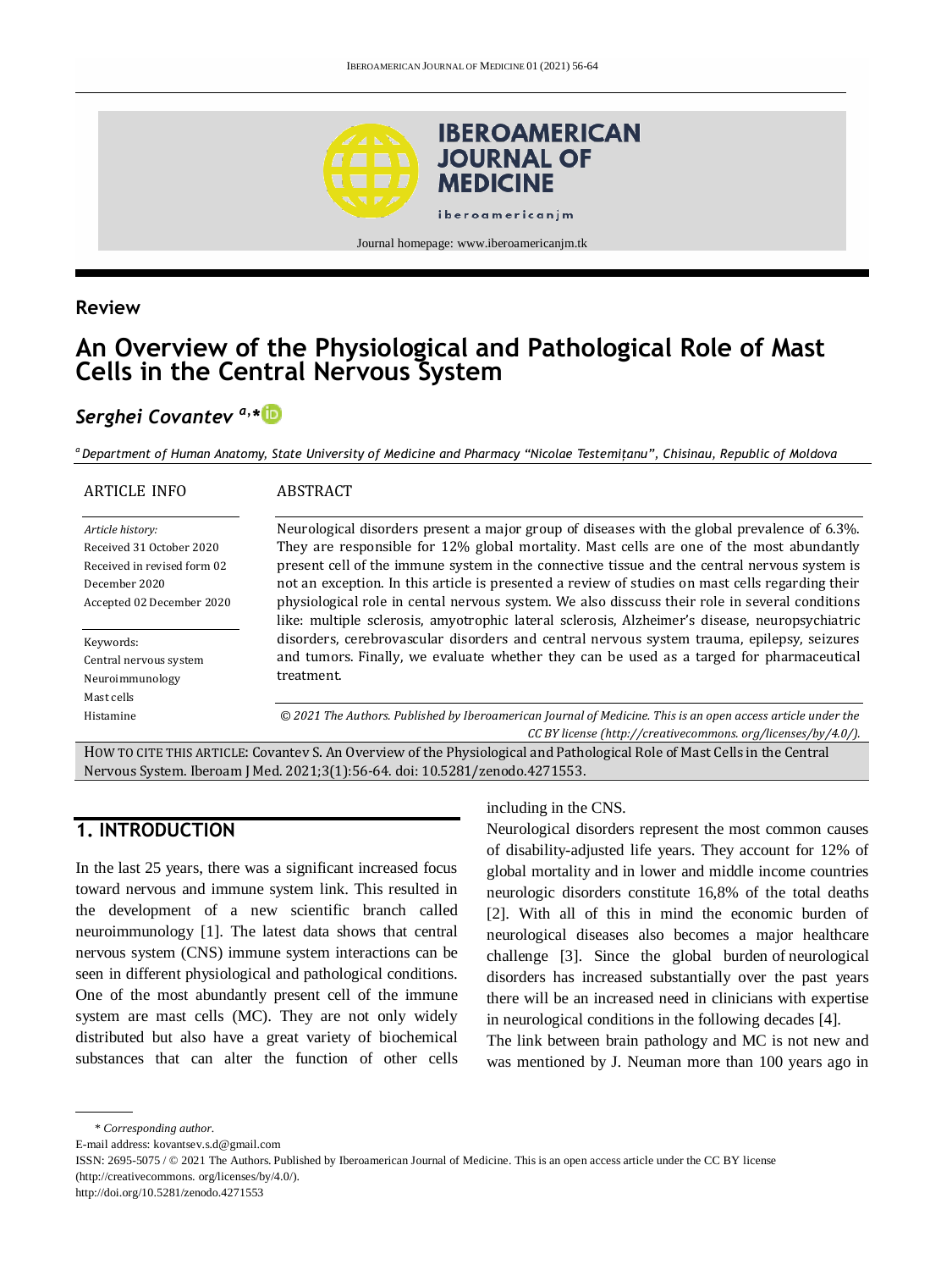Review

# An Overview of the Physiological and Pathological Role of Mast Cells in the Central Nervous System

***Serghei Covantev*** [a,*]

[a] *Department of Human Anatomy, State University of Medicine and Pharmacy "Nicolae Testemițanu", Chisinau, Republic of Moldova*

**ARTICLE INFO**

*Article history:*
Received 31 October 2020
Received in revised form 02 December 2020
Accepted 02 December 2020

Keywords:
Central nervous system
Neuroimmunology
Mast cells
Histamine

**ABSTRACT**

Neurological disorders present a major group of diseases with the global prevalence of 6.3%. They are responsible for 12% global mortality. Mast cells are one of the most abundantly present cell of the immune system in the connective tissue and the central nervous system is not an exception. In this article is presented a review of studies on mast cells regarding their physiological role in cental nervous system. We also disscuss their role in several conditions like: multiple sclerosis, amyotrophic lateral sclerosis, Alzheimer's disease, neuropsychiatric disorders, cerebrovascular disorders and central nervous system trauma, epilepsy, seizures and tumors. Finally, we evaluate whether they can be used as a targed for pharmaceutical treatment.

*© 2021 The Authors. Published by Iberoamerican Journal of Medicine. This is an open access article under the CC BY license (http://creativecommons. org/licenses/by/4.0/).*

HOW TO CITE THIS ARTICLE: Covantev S. An Overview of the Physiological and Pathological Role of Mast Cells in the Central Nervous System. Iberoam J Med. 2021;3(1):56-64. doi: 10.5281/zenodo.4271553.

## 1. INTRODUCTION

In the last 25 years, there was a significant increased focus toward nervous and immune system link. This resulted in the development of a new scientific branch called neuroimmunology [1]. The latest data shows that central nervous system (CNS) immune system interactions can be seen in different physiological and pathological conditions. One of the most abundantly present cell of the immune system are mast cells (MC). They are not only widely distributed but also have a great variety of biochemical substances that can alter the function of other cells including in the CNS.

Neurological disorders represent the most common causes of disability-adjusted life years. They account for 12% of global mortality and in lower and middle income countries neurologic disorders constitute 16,8% of the total deaths [2]. With all of this in mind the economic burden of neurological diseases also becomes a major healthcare challenge [3]. Since the global burden of neurological disorders has increased substantially over the past years there will be an increased need in clinicians with expertise in neurological conditions in the following decades [4].

The link between brain pathology and MC is not new and was mentioned by J. Neuman more than 100 years ago in

\* *Corresponding author.*
E-mail address: kovantsev.s.d@gmail.com
ISSN: 2695-5075 / © 2021 The Authors. Published by Iberoamerican Journal of Medicine. This is an open access article under the CC BY license (http://creativecommons. org/licenses/by/4.0/).
http://doi.org/10.5281/zenodo.4271553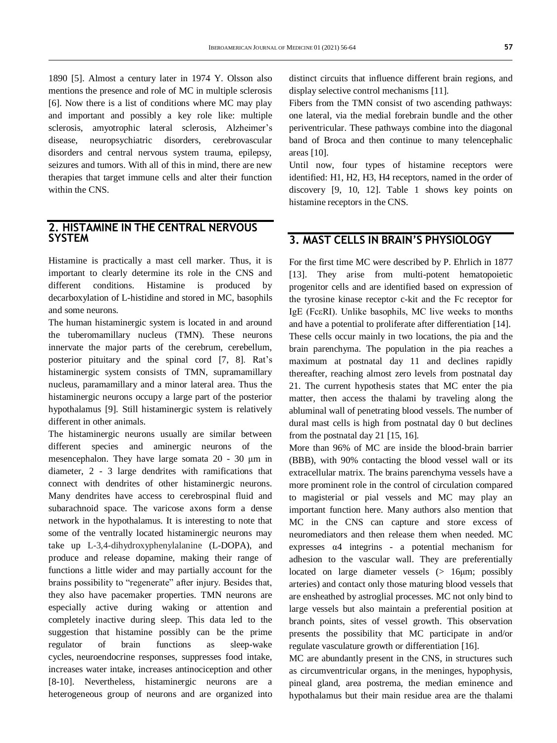1890 [5]. Almost a century later in 1974 Y. Olsson also mentions the presence and role of MC in multiple sclerosis [6]. Now there is a list of conditions where MC may play and important and possibly a key role like: multiple sclerosis, amyotrophic lateral sclerosis, Alzheimer's disease, neuropsychiatric disorders, cerebrovascular disorders and central nervous system trauma, epilepsy, seizures and tumors. With all of this in mind, there are new therapies that target immune cells and alter their function within the CNS.

## 2. HISTAMINE IN THE CENTRAL NERVOUS SYSTEM

Histamine is practically a mast cell marker. Thus, it is important to clearly determine its role in the CNS and different conditions. Histamine is produced by decarboxylation of L-histidine and stored in MC, basophils and some neurons.

The human histaminergic system is located in and around the tuberomamillary nucleus (TMN). These neurons innervate the major parts of the cerebrum, cerebellum, posterior pituitary and the spinal cord [7, 8]. Rat's histaminergic system consists of TMN, supramamillary nucleus, paramamillary and a minor lateral area. Thus the histaminergic neurons occupy a large part of the posterior hypothalamus [9]. Still histaminergic system is relatively different in other animals.

The histaminergic neurons usually are similar between different species and aminergic neurons of the mesencephalon. They have large somata 20 - 30 μm in diameter, 2 - 3 large dendrites with ramifications that connect with dendrites of other histaminergic neurons. Many dendrites have access to cerebrospinal fluid and subarachnoid space. The varicose axons form a dense network in the hypothalamus. It is interesting to note that some of the ventrally located histaminergic neurons may take up L-3,4-dihydroxyphenylalanine (L-DOPA), and produce and release dopamine, making their range of functions a little wider and may partially account for the brains possibility to "regenerate" after injury. Besides that, they also have pacemaker properties. TMN neurons are especially active during waking or attention and completely inactive during sleep. This data led to the suggestion that histamine possibly can be the prime regulator of brain functions as sleep-wake cycles, neuroendocrine responses, suppresses food intake, increases water intake, increases antinociception and other [8-10]. Nevertheless, histaminergic neurons are a heterogeneous group of neurons and are organized into distinct circuits that influence different brain regions, and display selective control mechanisms [11].

Fibers from the TMN consist of two ascending pathways: one lateral, via the medial forebrain bundle and the other periventricular. These pathways combine into the diagonal band of Broca and then continue to many telencephalic areas [10].

Until now, four types of histamine receptors were identified: H1, H2, H3, H4 receptors, named in the order of discovery [9, 10, 12]. Table 1 shows key points on histamine receptors in the CNS.

## 3. MAST CELLS IN BRAIN'S PHYSIOLOGY

For the first time MC were described by P. Ehrlich in 1877 [13]. They arise from multi-potent hematopoietic progenitor cells and are identified based on expression of the tyrosine kinase receptor c-kit and the Fc receptor for IgE (FcεRI). Unlike basophils, MC live weeks to months and have a potential to proliferate after differentiation [14]. These cells occur mainly in two locations, the pia and the brain parenchyma. The population in the pia reaches a maximum at postnatal day 11 and declines rapidly thereafter, reaching almost zero levels from postnatal day 21. The current hypothesis states that MC enter the pia matter, then access the thalami by traveling along the abluminal wall of penetrating blood vessels. The number of dural mast cells is high from postnatal day 0 but declines from the postnatal day 21 [15, 16].

More than 96% of MC are inside the blood-brain barrier (BBB), with 90% contacting the blood vessel wall or its extracellular matrix. The brains parenchyma vessels have a more prominent role in the control of circulation compared to magisterial or pial vessels and MC may play an important function here. Many authors also mention that MC in the CNS can capture and store excess of neuromediators and then release them when needed. MC expresses α4 integrins - a potential mechanism for adhesion to the vascular wall. They are preferentially located on large diameter vessels (> 16μm; possibly arteries) and contact only those maturing blood vessels that are ensheathed by astroglial processes. MC not only bind to large vessels but also maintain a preferential position at branch points, sites of vessel growth. This observation presents the possibility that MC participate in and/or regulate vasculature growth or differentiation [16].

MC are abundantly present in the CNS, in structures such as circumventricular organs, in the meninges, hypophysis, pineal gland, area postrema, the median eminence and hypothalamus but their main residue area are the thalami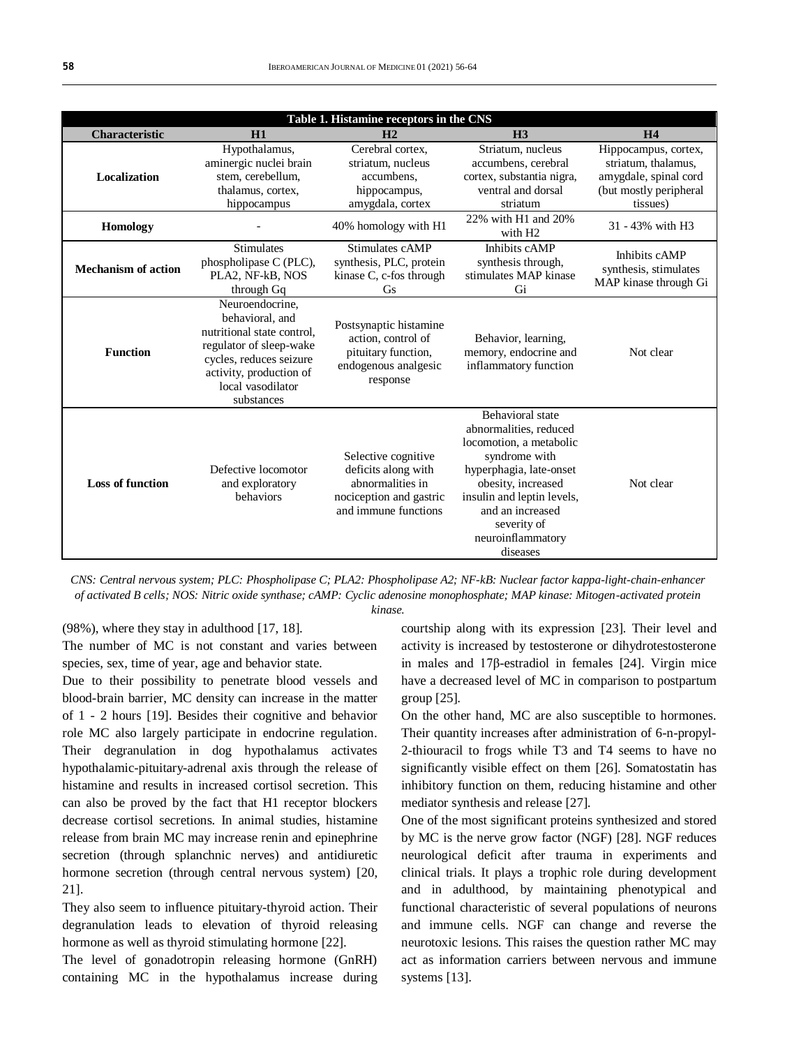| Table 1. Histamine receptors in the CNS | | | | |
|---|---|---|---|---|
| **Characteristic** | **H1** | **H2** | **H3** | **H4** |
| **Localization** | Hypothalamus, aminergic nuclei brain stem, cerebellum, thalamus, cortex, hippocampus | Cerebral cortex, striatum, nucleus accumbens, hippocampus, amygdala, cortex | Striatum, nucleus accumbens, cerebral cortex, substantia nigra, ventral and dorsal striatum | Hippocampus, cortex, striatum, thalamus, amygdala, spinal cord (but mostly peripheral tissues) |
| **Homology** | - | 40% homology with H1 | 22% with H1 and 20% with H2 | 31 - 43% with H3 |
| **Mechanism of action** | Stimulates phospholipase C (PLC), PLA2, NF-kB, NOS through Gq | Stimulates cAMP synthesis, PLC, protein kinase C, c-fos through Gs | Inhibits cAMP synthesis through, stimulates MAP kinase Gi | Inhibits cAMP synthesis, stimulates MAP kinase through Gi |
| **Function** | Neuroendocrine, behavioral, and nutritional state control, regulator of sleep-wake cycles, reduces seizure activity, production of local vasodilator substances | Postsynaptic histamine action, control of pituitary function, endogenous analgesic response | Behavior, learning, memory, endocrine and inflammatory function | Not clear |
| **Loss of function** | Defective locomotor and exploratory behaviors | Selective cognitive deficits along with abnormalities in nociception and gastric and immune functions | Behavioral state abnormalities, reduced locomotion, a metabolic syndrome with hyperphagia, late-onset obesity, increased insulin and leptin levels, and an increased severity of neuroinflammatory diseases | Not clear |

*CNS: Central nervous system; PLC: Phospholipase C; PLA2: Phospholipase A2; NF-kB: Nuclear factor kappa-light-chain-enhancer of activated B cells; NOS: Nitric oxide synthase; cAMP: Cyclic adenosine monophosphate; MAP kinase: Mitogen-activated protein kinase.*

(98%), where they stay in adulthood [17, 18].

The number of MC is not constant and varies between species, sex, time of year, age and behavior state.

Due to their possibility to penetrate blood vessels and blood-brain barrier, MC density can increase in the matter of 1 - 2 hours [19]. Besides their cognitive and behavior role MC also largely participate in endocrine regulation. Their degranulation in dog hypothalamus activates hypothalamic-pituitary-adrenal axis through the release of histamine and results in increased cortisol secretion. This can also be proved by the fact that H1 receptor blockers decrease cortisol secretions. In animal studies, histamine release from brain MC may increase renin and epinephrine secretion (through splanchnic nerves) and antidiuretic hormone secretion (through central nervous system) [20, 21].

They also seem to influence pituitary-thyroid action. Their degranulation leads to elevation of thyroid releasing hormone as well as thyroid stimulating hormone [22].

The level of gonadotropin releasing hormone (GnRH) containing MC in the hypothalamus increase during courtship along with its expression [23]. Their level and activity is increased by testosterone or dihydrotestosterone in males and 17β-estradiol in females [24]. Virgin mice have a decreased level of MC in comparison to postpartum group [25].

On the other hand, MC are also susceptible to hormones. Their quantity increases after administration of 6-n-propyl-2-thiouracil to frogs while T3 and T4 seems to have no significantly visible effect on them [26]. Somatostatin has inhibitory function on them, reducing histamine and other mediator synthesis and release [27].

One of the most significant proteins synthesized and stored by MC is the nerve grow factor (NGF) [28]. NGF reduces neurological deficit after trauma in experiments and clinical trials. It plays a trophic role during development and in adulthood, by maintaining phenotypical and functional characteristic of several populations of neurons and immune cells. NGF can change and reverse the neurotoxic lesions. This raises the question rather MC may act as information carriers between nervous and immune systems [13].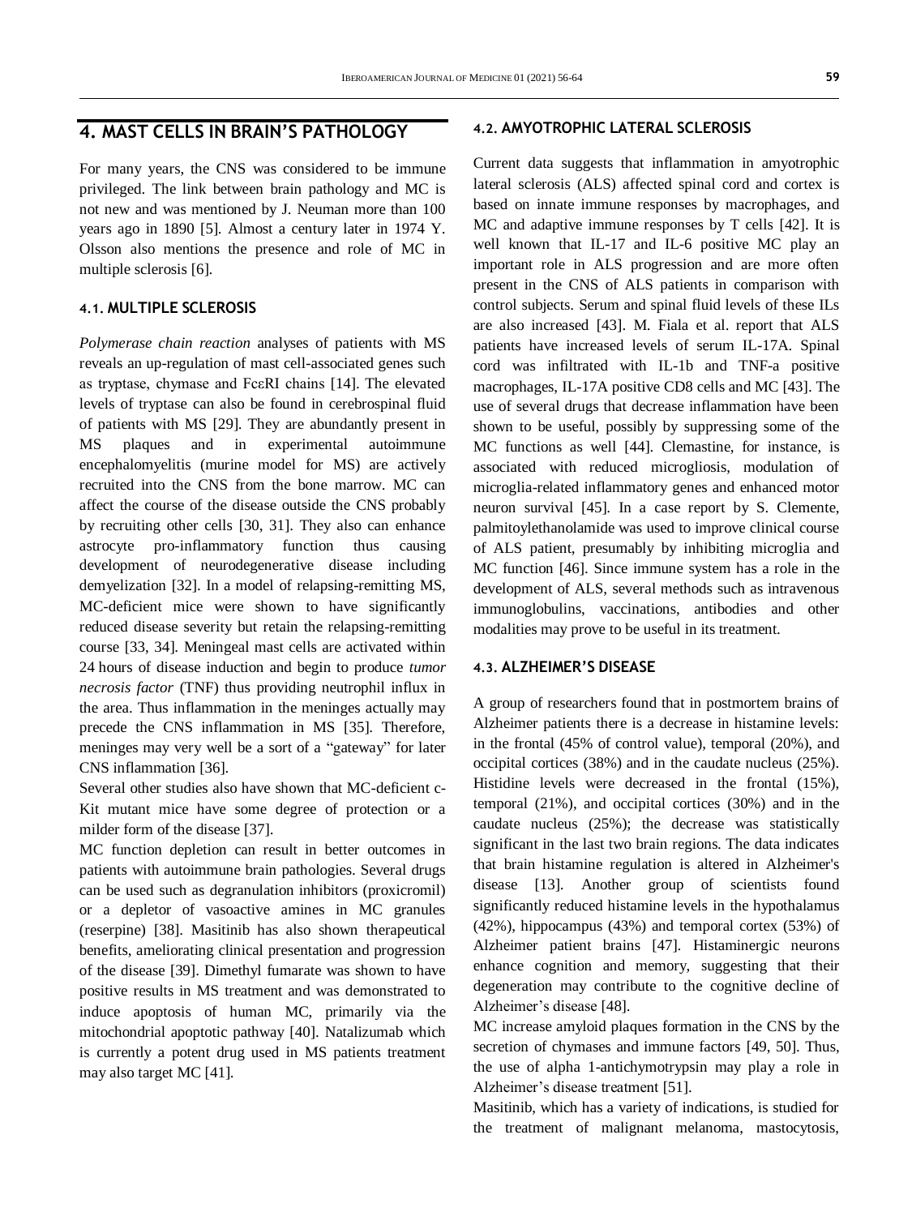## 4. MAST CELLS IN BRAIN'S PATHOLOGY

For many years, the CNS was considered to be immune privileged. The link between brain pathology and MC is not new and was mentioned by J. Neuman more than 100 years ago in 1890 [5]. Almost a century later in 1974 Y. Olsson also mentions the presence and role of MC in multiple sclerosis [6].

### 4.1. MULTIPLE SCLEROSIS

*Polymerase chain reaction* analyses of patients with MS reveals an up-regulation of mast cell-associated genes such as tryptase, chymase and FcεRI chains [14]. The elevated levels of tryptase can also be found in cerebrospinal fluid of patients with MS [29]. They are abundantly present in MS plaques and in experimental autoimmune encephalomyelitis (murine model for MS) are actively recruited into the CNS from the bone marrow. MC can affect the course of the disease outside the CNS probably by recruiting other cells [30, 31]. They also can enhance astrocyte pro-inflammatory function thus causing development of neurodegenerative disease including demyelization [32]. In a model of relapsing-remitting MS, MC-deficient mice were shown to have significantly reduced disease severity but retain the relapsing-remitting course [33, 34]. Meningeal mast cells are activated within 24 hours of disease induction and begin to produce *tumor necrosis factor* (TNF) thus providing neutrophil influx in the area. Thus inflammation in the meninges actually may precede the CNS inflammation in MS [35]. Therefore, meninges may very well be a sort of a "gateway" for later CNS inflammation [36].

Several other studies also have shown that MC-deficient c-Kit mutant mice have some degree of protection or a milder form of the disease [37].

MC function depletion can result in better outcomes in patients with autoimmune brain pathologies. Several drugs can be used such as degranulation inhibitors (proxicromil) or a depletor of vasoactive amines in MC granules (reserpine) [38]. Masitinib has also shown therapeutical benefits, ameliorating clinical presentation and progression of the disease [39]. Dimethyl fumarate was shown to have positive results in MS treatment and was demonstrated to induce apoptosis of human MC, primarily via the mitochondrial apoptotic pathway [40]. Natalizumab which is currently a potent drug used in MS patients treatment may also target MC [41].

### 4.2. AMYOTROPHIC LATERAL SCLEROSIS

Current data suggests that inflammation in amyotrophic lateral sclerosis (ALS) affected spinal cord and cortex is based on innate immune responses by macrophages, and MC and adaptive immune responses by T cells [42]. It is well known that IL-17 and IL-6 positive MC play an important role in ALS progression and are more often present in the CNS of ALS patients in comparison with control subjects. Serum and spinal fluid levels of these ILs are also increased [43]. M. Fiala et al. report that ALS patients have increased levels of serum IL-17A. Spinal cord was infiltrated with IL-1b and TNF-a positive macrophages, IL-17A positive CD8 cells and MC [43]. The use of several drugs that decrease inflammation have been shown to be useful, possibly by suppressing some of the MC functions as well [44]. Clemastine, for instance, is associated with reduced microgliosis, modulation of microglia-related inflammatory genes and enhanced motor neuron survival [45]. In a case report by S. Clemente, palmitoylethanolamide was used to improve clinical course of ALS patient, presumably by inhibiting microglia and MC function [46]. Since immune system has a role in the development of ALS, several methods such as intravenous immunoglobulins, vaccinations, antibodies and other modalities may prove to be useful in its treatment.

### 4.3. ALZHEIMER'S DISEASE

A group of researchers found that in postmortem brains of Alzheimer patients there is a decrease in histamine levels: in the frontal (45% of control value), temporal (20%), and occipital cortices (38%) and in the caudate nucleus (25%). Histidine levels were decreased in the frontal (15%), temporal (21%), and occipital cortices (30%) and in the caudate nucleus (25%); the decrease was statistically significant in the last two brain regions. The data indicates that brain histamine regulation is altered in Alzheimer's disease [13]. Another group of scientists found significantly reduced histamine levels in the hypothalamus (42%), hippocampus (43%) and temporal cortex (53%) of Alzheimer patient brains [47]. Histaminergic neurons enhance cognition and memory, suggesting that their degeneration may contribute to the cognitive decline of Alzheimer's disease [48].

MC increase amyloid plaques formation in the CNS by the secretion of chymases and immune factors [49, 50]. Thus, the use of alpha 1-antichymotrypsin may play a role in Alzheimer's disease treatment [51].

Masitinib, which has a variety of indications, is studied for the treatment of malignant melanoma, mastocytosis,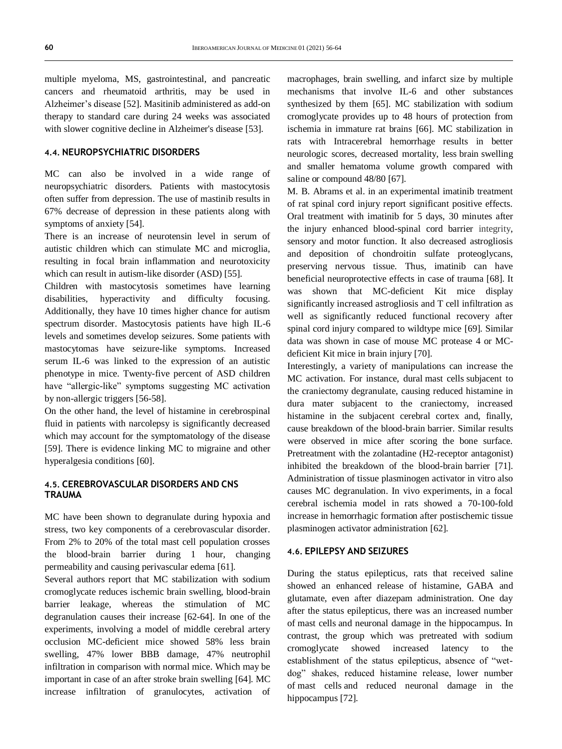multiple myeloma, MS, gastrointestinal, and pancreatic cancers and rheumatoid arthritis, may be used in Alzheimer's disease [52]. Masitinib administered as add-on therapy to standard care during 24 weeks was associated with slower cognitive decline in Alzheimer's disease [53].

### 4.4. NEUROPSYCHIATRIC DISORDERS

MC can also be involved in a wide range of neuropsychiatric disorders. Patients with mastocytosis often suffer from depression. The use of mastinib results in 67% decrease of depression in these patients along with symptoms of anxiety [54].

There is an increase of neurotensin level in serum of autistic children which can stimulate MC and microglia, resulting in focal brain inflammation and neurotoxicity which can result in autism-like disorder (ASD) [55].

Children with mastocytosis sometimes have learning disabilities, hyperactivity and difficulty focusing. Additionally, they have 10 times higher chance for autism spectrum disorder. Mastocytosis patients have high IL-6 levels and sometimes develop seizures. Some patients with mastocytomas have seizure-like symptoms. Increased serum IL-6 was linked to the expression of an autistic phenotype in mice. Twenty-five percent of ASD children have "allergic-like" symptoms suggesting MC activation by non-allergic triggers [56-58].

On the other hand, the level of histamine in cerebrospinal fluid in patients with narcolepsy is significantly decreased which may account for the symptomatology of the disease [59]. There is evidence linking MC to migraine and other hyperalgesia conditions [60].

### 4.5. CEREBROVASCULAR DISORDERS AND CNS TRAUMA

MC have been shown to degranulate during hypoxia and stress, two key components of a cerebrovascular disorder. From 2% to 20% of the total mast cell population crosses the blood-brain barrier during 1 hour, changing permeability and causing perivascular edema [61].

Several authors report that MC stabilization with sodium cromoglycate reduces ischemic brain swelling, blood-brain barrier leakage, whereas the stimulation of MC degranulation causes their increase [62-64]. In one of the experiments, involving a model of middle cerebral artery occlusion MC-deficient mice showed 58% less brain swelling, 47% lower BBB damage, 47% neutrophil infiltration in comparison with normal mice. Which may be important in case of an after stroke brain swelling [64]. MC increase infiltration of granulocytes, activation of macrophages, brain swelling, and infarct size by multiple mechanisms that involve IL-6 and other substances synthesized by them [65]. MC stabilization with sodium cromoglycate provides up to 48 hours of protection from ischemia in immature rat brains [66]. MC stabilization in rats with Intracerebral hemorrhage results in better neurologic scores, decreased mortality, less brain swelling and smaller hematoma volume growth compared with saline or compound 48/80 [67].

M. B. Abrams et al. in an experimental imatinib treatment of rat spinal cord injury report significant positive effects. Oral treatment with imatinib for 5 days, 30 minutes after the injury enhanced blood-spinal cord barrier integrity, sensory and motor function. It also decreased astrogliosis and deposition of chondroitin sulfate proteoglycans, preserving nervous tissue. Thus, imatinib can have beneficial neuroprotective effects in case of trauma [68]. It was shown that MC-deficient Kit mice display significantly increased astrogliosis and T cell infiltration as well as significantly reduced functional recovery after spinal cord injury compared to wildtype mice [69]. Similar data was shown in case of mouse MC protease 4 or MC-deficient Kit mice in brain injury [70].

Interestingly, a variety of manipulations can increase the MC activation. For instance, dural mast cells subjacent to the craniectomy degranulate, causing reduced histamine in dura mater subjacent to the craniectomy, increased histamine in the subjacent cerebral cortex and, finally, cause breakdown of the blood-brain barrier. Similar results were observed in mice after scoring the bone surface. Pretreatment with the zolantadine (H2-receptor antagonist) inhibited the breakdown of the blood-brain barrier [71]. Administration of tissue plasminogen activator in vitro also causes MC degranulation. In vivo experiments, in a focal cerebral ischemia model in rats showed a 70-100-fold increase in hemorrhagic formation after postischemic tissue plasminogen activator administration [62].

### 4.6. EPILEPSY AND SEIZURES

During the status epilepticus, rats that received saline showed an enhanced release of histamine, GABA and glutamate, even after diazepam administration. One day after the status epilepticus, there was an increased number of mast cells and neuronal damage in the hippocampus. In contrast, the group which was pretreated with sodium cromoglycate showed increased latency to the establishment of the status epilepticus, absence of "wet-dog" shakes, reduced histamine release, lower number of mast cells and reduced neuronal damage in the hippocampus [72].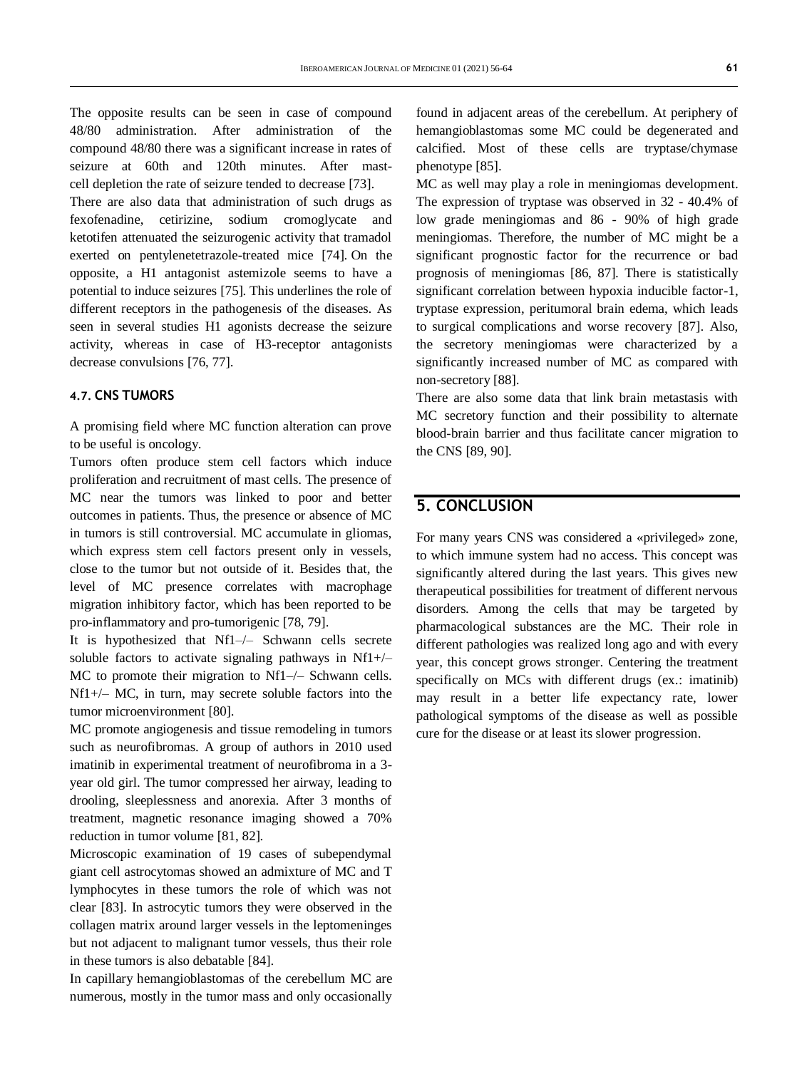The opposite results can be seen in case of compound 48/80 administration. After administration of the compound 48/80 there was a significant increase in rates of seizure at 60th and 120th minutes. After mast-cell depletion the rate of seizure tended to decrease [73].

There are also data that administration of such drugs as fexofenadine, cetirizine, sodium cromoglycate and ketotifen attenuated the seizurogenic activity that tramadol exerted on pentylenetetrazole-treated mice [74]. On the opposite, a H1 antagonist astemizole seems to have a potential to induce seizures [75]. This underlines the role of different receptors in the pathogenesis of the diseases. As seen in several studies H1 agonists decrease the seizure activity, whereas in case of H3-receptor antagonists decrease convulsions [76, 77].

### 4.7. CNS TUMORS

A promising field where MC function alteration can prove to be useful is oncology.

Tumors often produce stem cell factors which induce proliferation and recruitment of mast cells. The presence of MC near the tumors was linked to poor and better outcomes in patients. Thus, the presence or absence of MC in tumors is still controversial. MC accumulate in gliomas, which express stem cell factors present only in vessels, close to the tumor but not outside of it. Besides that, the level of MC presence correlates with macrophage migration inhibitory factor, which has been reported to be pro-inflammatory and pro-tumorigenic [78, 79].

It is hypothesized that Nf1–/– Schwann cells secrete soluble factors to activate signaling pathways in Nf1+/– MC to promote their migration to Nf1–/– Schwann cells. Nf1+/– MC, in turn, may secrete soluble factors into the tumor microenvironment [80].

MC promote angiogenesis and tissue remodeling in tumors such as neurofibromas. A group of authors in 2010 used imatinib in experimental treatment of neurofibroma in a 3-year old girl. The tumor compressed her airway, leading to drooling, sleeplessness and anorexia. After 3 months of treatment, magnetic resonance imaging showed a 70% reduction in tumor volume [81, 82].

Microscopic examination of 19 cases of subependymal giant cell astrocytomas showed an admixture of MC and T lymphocytes in these tumors the role of which was not clear [83]. In astrocytic tumors they were observed in the collagen matrix around larger vessels in the leptomeninges but not adjacent to malignant tumor vessels, thus their role in these tumors is also debatable [84].

In capillary hemangioblastomas of the cerebellum MC are numerous, mostly in the tumor mass and only occasionally found in adjacent areas of the cerebellum. At periphery of hemangioblastomas some MC could be degenerated and calcified. Most of these cells are tryptase/chymase phenotype [85].

MC as well may play a role in meningiomas development. The expression of tryptase was observed in 32 - 40.4% of low grade meningiomas and 86 - 90% of high grade meningiomas. Therefore, the number of MC might be a significant prognostic factor for the recurrence or bad prognosis of meningiomas [86, 87]. There is statistically significant correlation between hypoxia inducible factor-1, tryptase expression, peritumoral brain edema, which leads to surgical complications and worse recovery [87]. Also, the secretory meningiomas were characterized by a significantly increased number of MC as compared with non-secretory [88].

There are also some data that link brain metastasis with MC secretory function and their possibility to alternate blood-brain barrier and thus facilitate cancer migration to the CNS [89, 90].

## 5. CONCLUSION

For many years CNS was considered a «privileged» zone, to which immune system had no access. This concept was significantly altered during the last years. This gives new therapeutical possibilities for treatment of different nervous disorders. Among the cells that may be targeted by pharmacological substances are the MC. Their role in different pathologies was realized long ago and with every year, this concept grows stronger. Centering the treatment specifically on MCs with different drugs (ex.: imatinib) may result in a better life expectancy rate, lower pathological symptoms of the disease as well as possible cure for the disease or at least its slower progression.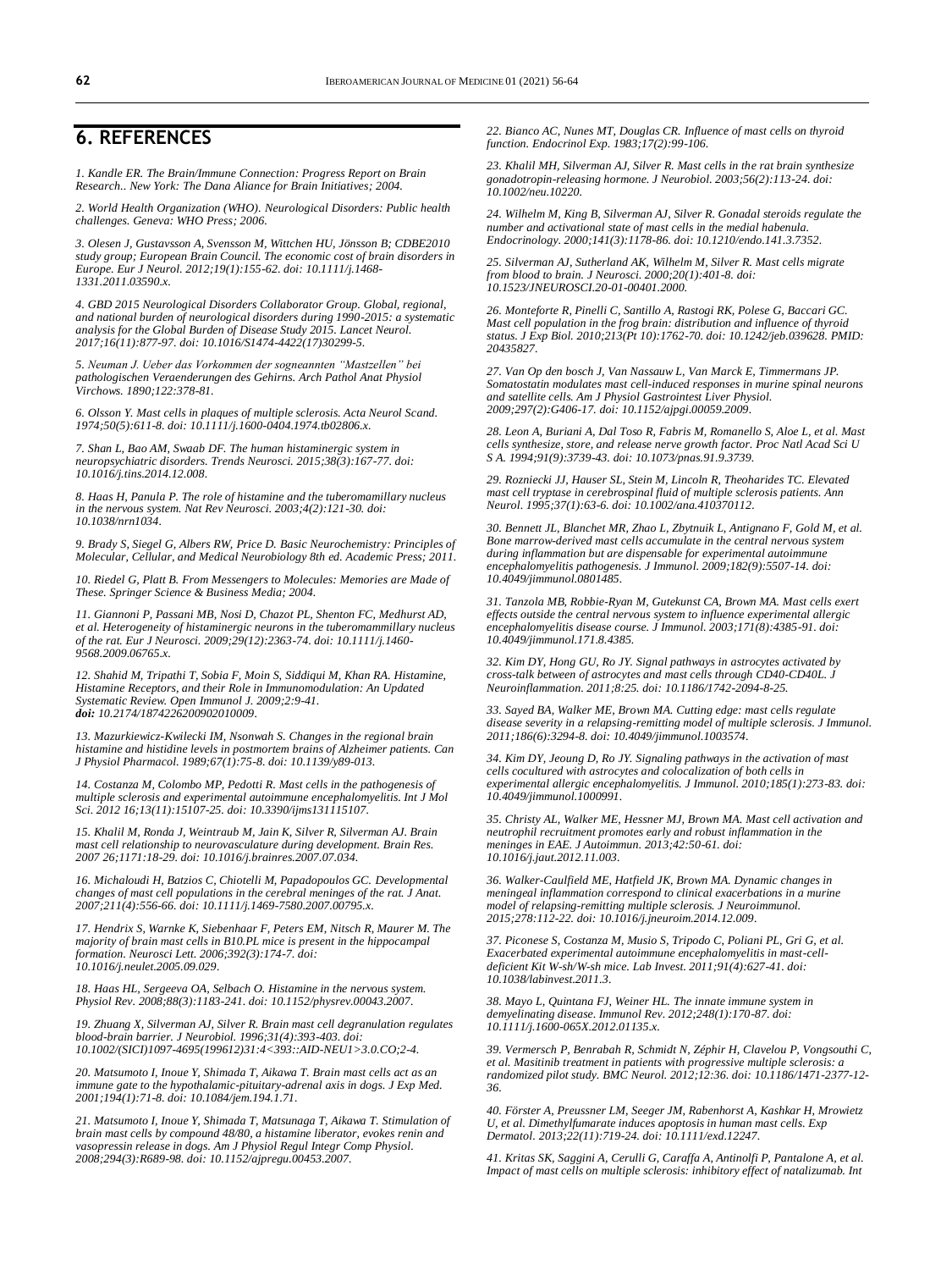## 6. REFERENCES

*1. Kandle ER. The Brain/Immune Connection: Progress Report on Brain Research.. New York: The Dana Aliance for Brain Initiatives; 2004.*

*2. World Health Organization (WHO). Neurological Disorders: Public health challenges. Geneva: WHO Press; 2006.*

*3. Olesen J, Gustavsson A, Svensson M, Wittchen HU, Jönsson B; CDBE2010 study group; European Brain Council. The economic cost of brain disorders in Europe. Eur J Neurol. 2012;19(1):155-62. doi: 10.1111/j.1468-1331.2011.03590.x.*

*4. GBD 2015 Neurological Disorders Collaborator Group. Global, regional, and national burden of neurological disorders during 1990-2015: a systematic analysis for the Global Burden of Disease Study 2015. Lancet Neurol. 2017;16(11):877-97. doi: 10.1016/S1474-4422(17)30299-5.*

*5. Neuman J. Ueber das Vorkommen der sogneannten "Mastzellen" bei pathologischen Veraenderungen des Gehirns. Arch Pathol Anat Physiol Virchows. 1890;122:378-81.*

*6. Olsson Y. Mast cells in plaques of multiple sclerosis. Acta Neurol Scand. 1974;50(5):611-8. doi: 10.1111/j.1600-0404.1974.tb02806.x.*

*7. Shan L, Bao AM, Swaab DF. The human histaminergic system in neuropsychiatric disorders. Trends Neurosci. 2015;38(3):167-77. doi: 10.1016/j.tins.2014.12.008.*

*8. Haas H, Panula P. The role of histamine and the tuberomamillary nucleus in the nervous system. Nat Rev Neurosci. 2003;4(2):121-30. doi: 10.1038/nrn1034.*

*9. Brady S, Siegel G, Albers RW, Price D. Basic Neurochemistry: Principles of Molecular, Cellular, and Medical Neurobiology 8th ed. Academic Press; 2011.*

*10. Riedel G, Platt B. From Messengers to Molecules: Memories are Made of These. Springer Science & Business Media; 2004.*

*11. Giannoni P, Passani MB, Nosi D, Chazot PL, Shenton FC, Medhurst AD, et al. Heterogeneity of histaminergic neurons in the tuberomammillary nucleus of the rat. Eur J Neurosci. 2009;29(12):2363-74. doi: 10.1111/j.1460-9568.2009.06765.x.*

*12. Shahid M, Tripathi T, Sobia F, Moin S, Siddiqui M, Khan RA. Histamine, Histamine Receptors, and their Role in Immunomodulation: An Updated Systematic Review. Open Immunol J. 2009;2:9-41.* ***doi:*** *10.2174/1874226200902010009.*

*13. Mazurkiewicz-Kwilecki IM, Nsonwah S. Changes in the regional brain histamine and histidine levels in postmortem brains of Alzheimer patients. Can J Physiol Pharmacol. 1989;67(1):75-8. doi: 10.1139/y89-013.*

*14. Costanza M, Colombo MP, Pedotti R. Mast cells in the pathogenesis of multiple sclerosis and experimental autoimmune encephalomyelitis. Int J Mol Sci. 2012 16;13(11):15107-25. doi: 10.3390/ijms131115107.*

*15. Khalil M, Ronda J, Weintraub M, Jain K, Silver R, Silverman AJ. Brain mast cell relationship to neurovasculature during development. Brain Res. 2007 26;1171:18-29. doi: 10.1016/j.brainres.2007.07.034.*

*16. Michaloudi H, Batzios C, Chiotelli M, Papadopoulos GC. Developmental changes of mast cell populations in the cerebral meninges of the rat. J Anat. 2007;211(4):556-66. doi: 10.1111/j.1469-7580.2007.00795.x.*

*17. Hendrix S, Warnke K, Siebenhaar F, Peters EM, Nitsch R, Maurer M. The majority of brain mast cells in B10.PL mice is present in the hippocampal formation. Neurosci Lett. 2006;392(3):174-7. doi: 10.1016/j.neulet.2005.09.029.*

*18. Haas HL, Sergeeva OA, Selbach O. Histamine in the nervous system. Physiol Rev. 2008;88(3):1183-241. doi: 10.1152/physrev.00043.2007.*

*19. Zhuang X, Silverman AJ, Silver R. Brain mast cell degranulation regulates blood-brain barrier. J Neurobiol. 1996;31(4):393-403. doi: 10.1002/(SICI)1097-4695(199612)31:4<393::AID-NEU1>3.0.CO;2-4.*

*20. Matsumoto I, Inoue Y, Shimada T, Aikawa T. Brain mast cells act as an immune gate to the hypothalamic-pituitary-adrenal axis in dogs. J Exp Med. 2001;194(1):71-8. doi: 10.1084/jem.194.1.71.*

*21. Matsumoto I, Inoue Y, Shimada T, Matsunaga T, Aikawa T. Stimulation of brain mast cells by compound 48/80, a histamine liberator, evokes renin and vasopressin release in dogs. Am J Physiol Regul Integr Comp Physiol. 2008;294(3):R689-98. doi: 10.1152/ajpregu.00453.2007.*

*22. Bianco AC, Nunes MT, Douglas CR. Influence of mast cells on thyroid function. Endocrinol Exp. 1983;17(2):99-106.*

*23. Khalil MH, Silverman AJ, Silver R. Mast cells in the rat brain synthesize gonadotropin-releasing hormone. J Neurobiol. 2003;56(2):113-24. doi: 10.1002/neu.10220.*

*24. Wilhelm M, King B, Silverman AJ, Silver R. Gonadal steroids regulate the number and activational state of mast cells in the medial habenula. Endocrinology. 2000;141(3):1178-86. doi: 10.1210/endo.141.3.7352.*

*25. Silverman AJ, Sutherland AK, Wilhelm M, Silver R. Mast cells migrate from blood to brain. J Neurosci. 2000;20(1):401-8. doi: 10.1523/JNEUROSCI.20-01-00401.2000.*

*26. Monteforte R, Pinelli C, Santillo A, Rastogi RK, Polese G, Baccari GC. Mast cell population in the frog brain: distribution and influence of thyroid status. J Exp Biol. 2010;213(Pt 10):1762-70. doi: 10.1242/jeb.039628. PMID: 20435827.*

*27. Van Op den bosch J, Van Nassauw L, Van Marck E, Timmermans JP. Somatostatin modulates mast cell-induced responses in murine spinal neurons and satellite cells. Am J Physiol Gastrointest Liver Physiol. 2009;297(2):G406-17. doi: 10.1152/ajpgi.00059.2009.*

*28. Leon A, Buriani A, Dal Toso R, Fabris M, Romanello S, Aloe L, et al. Mast cells synthesize, store, and release nerve growth factor. Proc Natl Acad Sci U S A. 1994;91(9):3739-43. doi: 10.1073/pnas.91.9.3739.*

*29. Rozniecki JJ, Hauser SL, Stein M, Lincoln R, Theoharides TC. Elevated mast cell tryptase in cerebrospinal fluid of multiple sclerosis patients. Ann Neurol. 1995;37(1):63-6. doi: 10.1002/ana.410370112.*

*30. Bennett JL, Blanchet MR, Zhao L, Zbytnuik L, Antignano F, Gold M, et al. Bone marrow-derived mast cells accumulate in the central nervous system during inflammation but are dispensable for experimental autoimmune encephalomyelitis pathogenesis. J Immunol. 2009;182(9):5507-14. doi: 10.4049/jimmunol.0801485.*

*31. Tanzola MB, Robbie-Ryan M, Gutekunst CA, Brown MA. Mast cells exert effects outside the central nervous system to influence experimental allergic encephalomyelitis disease course. J Immunol. 2003;171(8):4385-91. doi: 10.4049/jimmunol.171.8.4385.*

*32. Kim DY, Hong GU, Ro JY. Signal pathways in astrocytes activated by cross-talk between of astrocytes and mast cells through CD40-CD40L. J Neuroinflammation. 2011;8:25. doi: 10.1186/1742-2094-8-25.*

*33. Sayed BA, Walker ME, Brown MA. Cutting edge: mast cells regulate disease severity in a relapsing-remitting model of multiple sclerosis. J Immunol. 2011;186(6):3294-8. doi: 10.4049/jimmunol.1003574.*

*34. Kim DY, Jeoung D, Ro JY. Signaling pathways in the activation of mast cells cocultured with astrocytes and colocalization of both cells in experimental allergic encephalomyelitis. J Immunol. 2010;185(1):273-83. doi: 10.4049/jimmunol.1000991.*

*35. Christy AL, Walker ME, Hessner MJ, Brown MA. Mast cell activation and neutrophil recruitment promotes early and robust inflammation in the meninges in EAE. J Autoimmun. 2013;42:50-61. doi: 10.1016/j.jaut.2012.11.003.*

*36. Walker-Caulfield ME, Hatfield JK, Brown MA. Dynamic changes in meningeal inflammation correspond to clinical exacerbations in a murine model of relapsing-remitting multiple sclerosis. J Neuroimmunol. 2015;278:112-22. doi: 10.1016/j.jneuroim.2014.12.009.*

*37. Piconese S, Costanza M, Musio S, Tripodo C, Poliani PL, Gri G, et al. Exacerbated experimental autoimmune encephalomyelitis in mast-cell-deficient Kit W-sh/W-sh mice. Lab Invest. 2011;91(4):627-41. doi: 10.1038/labinvest.2011.3.*

*38. Mayo L, Quintana FJ, Weiner HL. The innate immune system in demyelinating disease. Immunol Rev. 2012;248(1):170-87. doi: 10.1111/j.1600-065X.2012.01135.x.*

*39. Vermersch P, Benrabah R, Schmidt N, Zéphir H, Clavelou P, Vongsouthi C, et al. Masitinib treatment in patients with progressive multiple sclerosis: a randomized pilot study. BMC Neurol. 2012;12:36. doi: 10.1186/1471-2377-12-36.*

*40. Förster A, Preussner LM, Seeger JM, Rabenhorst A, Kashkar H, Mrowietz U, et al. Dimethylfumarate induces apoptosis in human mast cells. Exp Dermatol. 2013;22(11):719-24. doi: 10.1111/exd.12247.*

*41. Kritas SK, Saggini A, Cerulli G, Caraffa A, Antinolfi P, Pantalone A, et al. Impact of mast cells on multiple sclerosis: inhibitory effect of natalizumab. Int*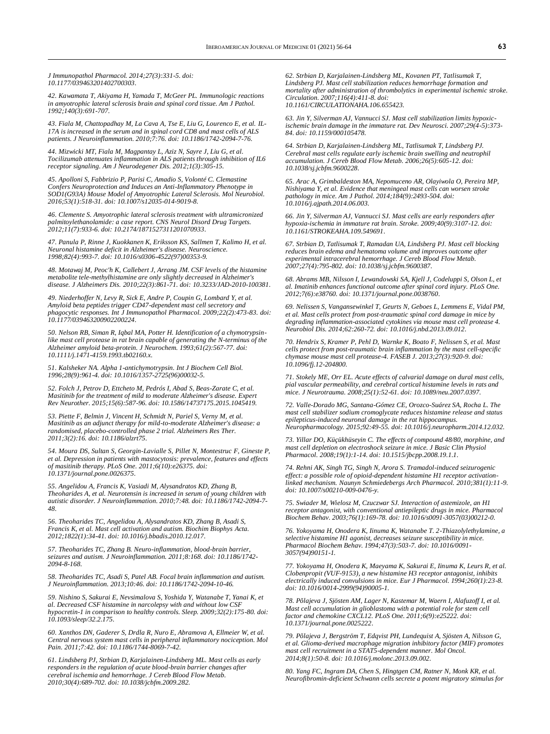*J Immunopathol Pharmacol. 2014;27(3):331-5. doi: 10.1177/039463201402700303.*

*42. Kawamata T, Akiyama H, Yamada T, McGeer PL. Immunologic reactions in amyotrophic lateral sclerosis brain and spinal cord tissue. Am J Pathol. 1992;140(3):691-707.*

*43. Fiala M, Chattopadhay M, La Cava A, Tse E, Liu G, Lourenco E, et al. IL-17A is increased in the serum and in spinal cord CD8 and mast cells of ALS patients. J Neuroinflammation. 2010;7:76. doi: 10.1186/1742-2094-7-76.*

*44. Mizwicki MT, Fiala M, Magpantay L, Aziz N, Sayre J, Liu G, et al. Tocilizumab attenuates inflammation in ALS patients through inhibition of IL6 receptor signaling. Am J Neurodegener Dis. 2012;1(3):305-15.*

*45. Apolloni S, Fabbrizio P, Parisi C, Amadio S, Volonté C. Clemastine Confers Neuroprotection and Induces an Anti-Inflammatory Phenotype in SOD1(G93A) Mouse Model of Amyotrophic Lateral Sclerosis. Mol Neurobiol. 2016;53(1):518-31. doi: 10.1007/s12035-014-9019-8.*

*46. Clemente S. Amyotrophic lateral sclerosis treatment with ultramicronized palmitoylethanolamide: a case report. CNS Neurol Disord Drug Targets. 2012;11(7):933-6. doi: 10.2174/1871527311201070933.*

*47. Panula P, Rinne J, Kuokkanen K, Eriksson KS, Sallmen T, Kalimo H, et al. Neuronal histamine deficit in Alzheimer's disease. Neuroscience. 1998;82(4):993-7. doi: 10.1016/s0306-4522(97)00353-9.*

*48. Motawaj M, Peoc'h K, Callebert J, Arrang JM. CSF levels of the histamine metabolite tele-methylhistamine are only slightly decreased in Alzheimer's disease. J Alzheimers Dis. 2010;22(3):861-71. doi: 10.3233/JAD-2010-100381.*

*49. Niederhoffer N, Levy R, Sick E, Andre P, Coupin G, Lombard Y, et al. Amyloid beta peptides trigger CD47-dependent mast cell secretory and phagocytic responses. Int J Immunopathol Pharmacol. 2009;22(2):473-83. doi: 10.1177/039463200902200224.*

*50. Nelson RB, Siman R, Iqbal MA, Potter H. Identification of a chymotrypsin-like mast cell protease in rat brain capable of generating the N-terminus of the Alzheimer amyloid beta-protein. J Neurochem. 1993;61(2):567-77. doi: 10.1111/j.1471-4159.1993.tb02160.x.*

*51. Kalsheker NA. Alpha 1-antichymotrypsin. Int J Biochem Cell Biol. 1996;28(9):961-4. doi: 10.1016/1357-2725(96)00032-5.*

*52. Folch J, Petrov D, Ettcheto M, Pedrós I, Abad S, Beas-Zarate C, et al. Masitinib for the treatment of mild to moderate Alzheimer's disease. Expert Rev Neurother. 2015;15(6):587-96. doi: 10.1586/14737175.2015.1045419.*

*53. Piette F, Belmin J, Vincent H, Schmidt N, Pariel S, Verny M, et al. Masitinib as an adjunct therapy for mild-to-moderate Alzheimer's disease: a randomised, placebo-controlled phase 2 trial. Alzheimers Res Ther. 2011;3(2):16. doi: 10.1186/alzrt75.*

*54. Moura DS, Sultan S, Georgin-Lavialle S, Pillet N, Montestruc F, Gineste P, et al. Depression in patients with mastocytosis: prevalence, features and effects of masitinib therapy. PLoS One. 2011;6(10):e26375. doi: 10.1371/journal.pone.0026375.*

*55. Angelidou A, Francis K, Vasiadi M, Alysandratos KD, Zhang B, Theoharides A, et al. Neurotensin is increased in serum of young children with autistic disorder. J Neuroinflammation. 2010;7:48. doi: 10.1186/1742-2094-7-48.*

*56. Theoharides TC, Angelidou A, Alysandratos KD, Zhang B, Asadi S, Francis K, et al. Mast cell activation and autism. Biochim Biophys Acta. 2012;1822(1):34-41. doi: 10.1016/j.bbadis.2010.12.017.*

*57. Theoharides TC, Zhang B. Neuro-inflammation, blood-brain barrier, seizures and autism. J Neuroinflammation. 2011;8:168. doi: 10.1186/1742-2094-8-168.*

*58. Theoharides TC, Asadi S, Patel AB. Focal brain inflammation and autism. J Neuroinflammation. 2013;10:46. doi: 10.1186/1742-2094-10-46.*

*59. Nishino S, Sakurai E, Nevsimalova S, Yoshida Y, Watanabe T, Yanai K, et al. Decreased CSF histamine in narcolepsy with and without low CSF hypocretin-1 in comparison to healthy controls. Sleep. 2009;32(2):175-80. doi: 10.1093/sleep/32.2.175.*

*60. Xanthos DN, Gaderer S, Drdla R, Nuro E, Abramova A, Ellmeier W, et al. Central nervous system mast cells in peripheral inflammatory nociception. Mol Pain. 2011;7:42. doi: 10.1186/1744-8069-7-42.*

*61. Lindsberg PJ, Strbian D, Karjalainen-Lindsberg ML. Mast cells as early responders in the regulation of acute blood-brain barrier changes after cerebral ischemia and hemorrhage. J Cereb Blood Flow Metab. 2010;30(4):689-702. doi: 10.1038/jcbfm.2009.282.*

*62. Strbian D, Karjalainen-Lindsberg ML, Kovanen PT, Tatlisumak T, Lindsberg PJ. Mast cell stabilization reduces hemorrhage formation and mortality after administration of thrombolytics in experimental ischemic stroke. Circulation. 2007;116(4):411-8. doi: 10.1161/CIRCULATIONAHA.106.655423.*

*63. Jin Y, Silverman AJ, Vannucci SJ. Mast cell stabilization limits hypoxic-ischemic brain damage in the immature rat. Dev Neurosci. 2007;29(4-5):373-84. doi: 10.1159/000105478.*

*64. Strbian D, Karjalainen-Lindsberg ML, Tatlisumak T, Lindsberg PJ. Cerebral mast cells regulate early ischemic brain swelling and neutrophil accumulation. J Cereb Blood Flow Metab. 2006;26(5):605-12. doi: 10.1038/sj.jcbfm.9600228.*

*65. Arac A, Grimbaldeston MA, Nepomuceno AR, Olayiwola O, Pereira MP, Nishiyama Y, et al. Evidence that meningeal mast cells can worsen stroke pathology in mice. Am J Pathol. 2014;184(9):2493-504. doi: 10.1016/j.ajpath.2014.06.003.*

*66. Jin Y, Silverman AJ, Vannucci SJ. Mast cells are early responders after hypoxia-ischemia in immature rat brain. Stroke. 2009;40(9):3107-12. doi: 10.1161/STROKEAHA.109.549691.*

*67. Strbian D, Tatlisumak T, Ramadan UA, Lindsberg PJ. Mast cell blocking reduces brain edema and hematoma volume and improves outcome after experimental intracerebral hemorrhage. J Cereb Blood Flow Metab. 2007;27(4):795-802. doi: 10.1038/sj.jcbfm.9600387.*

*68. Abrams MB, Nilsson I, Lewandowski SA, Kjell J, Codeluppi S, Olson L, et al. Imatinib enhances functional outcome after spinal cord injury. PLoS One. 2012;7(6):e38760. doi: 10.1371/journal.pone.0038760.*

*69. Nelissen S, Vangansewinkel T, Geurts N, Geboes L, Lemmens E, Vidal PM, et al. Mast cells protect from post-traumatic spinal cord damage in mice by degrading inflammation-associated cytokines via mouse mast cell protease 4. Neurobiol Dis. 2014;62:260-72. doi: 10.1016/j.nbd.2013.09.012.*

*70. Hendrix S, Kramer P, Pehl D, Warnke K, Boato F, Nelissen S, et al. Mast cells protect from post-traumatic brain inflammation by the mast cell-specific chymase mouse mast cell protease-4. FASEB J. 2013;27(3):920-9. doi: 10.1096/fj.12-204800.*

*71. Stokely ME, Orr EL. Acute effects of calvarial damage on dural mast cells, pial vascular permeability, and cerebral cortical histamine levels in rats and mice. J Neurotrauma. 2008;25(1):52-61. doi: 10.1089/neu.2007.0397.*

*72. Valle-Dorado MG, Santana-Gómez CE, Orozco-Suárez SA, Rocha L. The mast cell stabilizer sodium cromoglycate reduces histamine release and status epilepticus-induced neuronal damage in the rat hippocampus. Neuropharmacology. 2015;92:49-55. doi: 10.1016/j.neuropharm.2014.12.032.*

*73. Yillar DO, Küçükhüseyin C. The effects of compound 48/80, morphine, and mast cell depletion on electroshock seizure in mice. J Basic Clin Physiol Pharmacol. 2008;19(1):1-14. doi: 10.1515/jbcpp.2008.19.1.1.*

*74. Rehni AK, Singh TG, Singh N, Arora S. Tramadol-induced seizurogenic effect: a possible role of opioid-dependent histamine H1 receptor activation-linked mechanism. Naunyn Schmiedebergs Arch Pharmacol. 2010;381(1):11-9. doi: 10.1007/s00210-009-0476-y.*

*75. Swiader M, Wielosz M, Czuczwar SJ. Interaction of astemizole, an H1 receptor antagonist, with conventional antiepileptic drugs in mice. Pharmacol Biochem Behav. 2003;76(1):169-78. doi: 10.1016/s0091-3057(03)00212-0.*

*76. Yokoyama H, Onodera K, Iinuma K, Watanabe T. 2-Thiazolylethylamine, a selective histamine H1 agonist, decreases seizure susceptibility in mice. Pharmacol Biochem Behav. 1994;47(3):503-7. doi: 10.1016/0091-3057(94)90151-1.*

*77. Yokoyama H, Onodera K, Maeyama K, Sakurai E, Iinuma K, Leurs R, et al. Clobenpropit (VUF-9153), a new histamine H3 receptor antagonist, inhibits electrically induced convulsions in mice. Eur J Pharmacol. 1994;260(1):23-8. doi: 10.1016/0014-2999(94)90005-1.*

*78. Põlajeva J, Sjösten AM, Lager N, Kastemar M, Waern I, Alafuzoff I, et al. Mast cell accumulation in glioblastoma with a potential role for stem cell factor and chemokine CXCL12. PLoS One. 2011;6(9):e25222. doi: 10.1371/journal.pone.0025222.*

*79. Põlajeva J, Bergström T, Edqvist PH, Lundequist A, Sjösten A, Nilsson G, et al. Glioma-derived macrophage migration inhibitory factor (MIF) promotes mast cell recruitment in a STAT5-dependent manner. Mol Oncol. 2014;8(1):50-8. doi: 10.1016/j.molonc.2013.09.002.*

*80. Yang FC, Ingram DA, Chen S, Hingtgen CM, Ratner N, Monk KR, et al. Neurofibromin-deficient Schwann cells secrete a potent migratory stimulus for*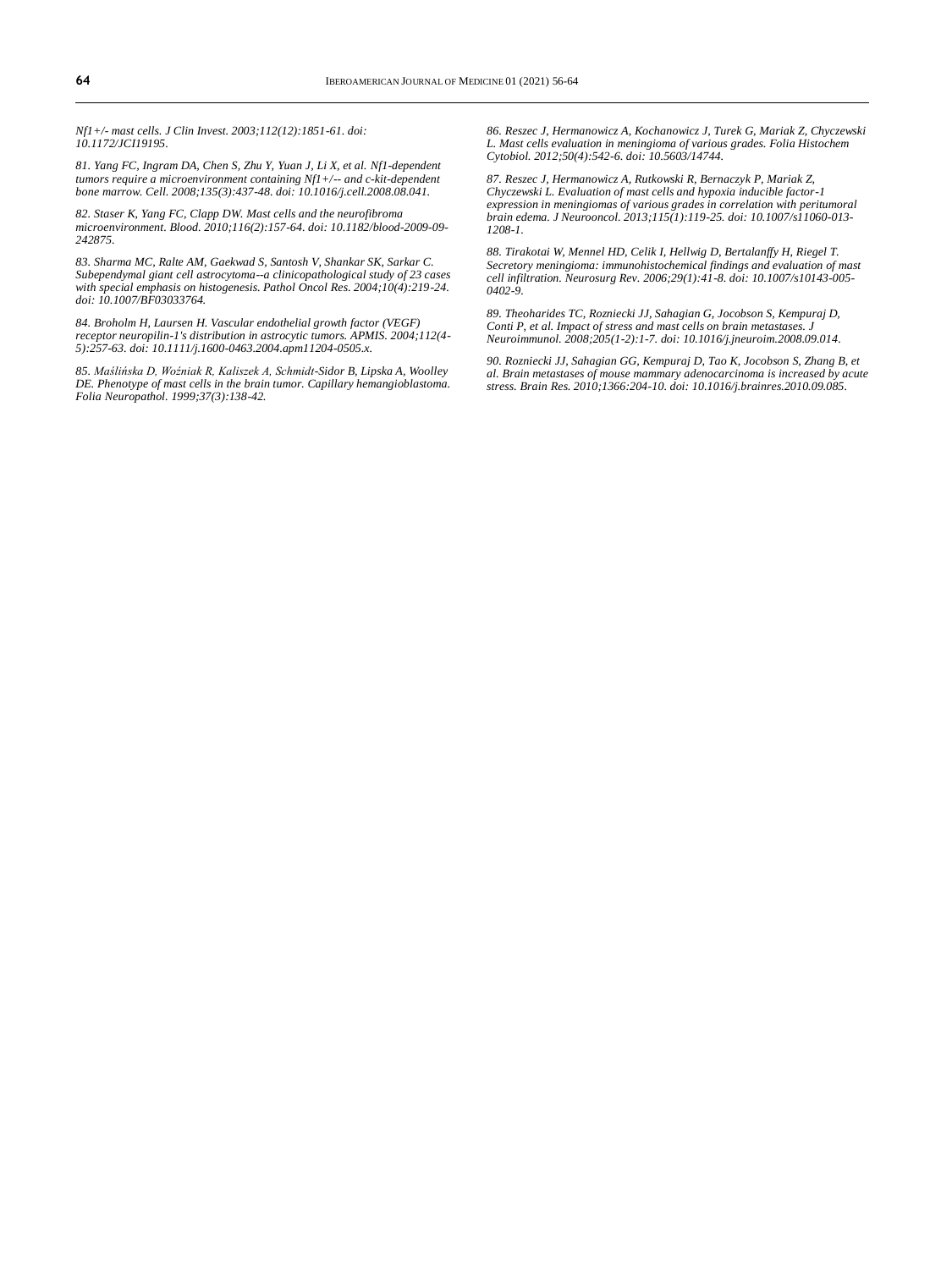*Nf1+/- mast cells. J Clin Invest. 2003;112(12):1851-61. doi: 10.1172/JCI19195.*

*81. Yang FC, Ingram DA, Chen S, Zhu Y, Yuan J, Li X, et al. Nf1-dependent tumors require a microenvironment containing Nf1+/-- and c-kit-dependent bone marrow. Cell. 2008;135(3):437-48. doi: 10.1016/j.cell.2008.08.041.*

*82. Staser K, Yang FC, Clapp DW. Mast cells and the neurofibroma microenvironment. Blood. 2010;116(2):157-64. doi: 10.1182/blood-2009-09-242875.*

*83. Sharma MC, Ralte AM, Gaekwad S, Santosh V, Shankar SK, Sarkar C. Subependymal giant cell astrocytoma--a clinicopathological study of 23 cases with special emphasis on histogenesis. Pathol Oncol Res. 2004;10(4):219-24. doi: 10.1007/BF03033764.*

*84. Broholm H, Laursen H. Vascular endothelial growth factor (VEGF) receptor neuropilin-1's distribution in astrocytic tumors. APMIS. 2004;112(4-5):257-63. doi: 10.1111/j.1600-0463.2004.apm11204-0505.x.*

*85. Maślińska D, Woźniak R, Kaliszek A, Schmidt-Sidor B, Lipska A, Woolley DE. Phenotype of mast cells in the brain tumor. Capillary hemangioblastoma. Folia Neuropathol. 1999;37(3):138-42.*

*86. Reszec J, Hermanowicz A, Kochanowicz J, Turek G, Mariak Z, Chyczewski L. Mast cells evaluation in meningioma of various grades. Folia Histochem Cytobiol. 2012;50(4):542-6. doi: 10.5603/14744.*

*87. Reszec J, Hermanowicz A, Rutkowski R, Bernaczyk P, Mariak Z, Chyczewski L. Evaluation of mast cells and hypoxia inducible factor-1 expression in meningiomas of various grades in correlation with peritumoral brain edema. J Neurooncol. 2013;115(1):119-25. doi: 10.1007/s11060-013-1208-1.*

*88. Tirakotai W, Mennel HD, Celik I, Hellwig D, Bertalanffy H, Riegel T. Secretory meningioma: immunohistochemical findings and evaluation of mast cell infiltration. Neurosurg Rev. 2006;29(1):41-8. doi: 10.1007/s10143-005-0402-9.*

*89. Theoharides TC, Rozniecki JJ, Sahagian G, Jocobson S, Kempuraj D, Conti P, et al. Impact of stress and mast cells on brain metastases. J Neuroimmunol. 2008;205(1-2):1-7. doi: 10.1016/j.jneuroim.2008.09.014.*

*90. Rozniecki JJ, Sahagian GG, Kempuraj D, Tao K, Jocobson S, Zhang B, et al. Brain metastases of mouse mammary adenocarcinoma is increased by acute stress. Brain Res. 2010;1366:204-10. doi: 10.1016/j.brainres.2010.09.085.*